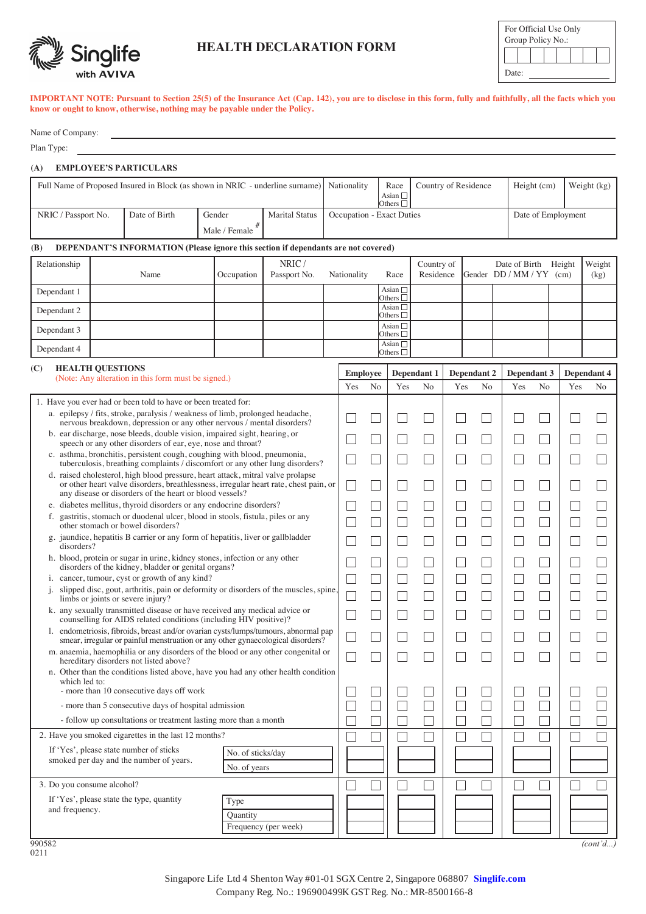Singlife with AVIVA

# HEALTH DECLARATION FORM

| For Official Use Only |
|---|
| Group Policy No.: |
| Date: |

**IMPORTANT NOTE: Pursuant to Section 25(5) of the Insurance Act (Cap. 142), you are to disclose in this form, fully and faithfully, all the facts which you know or ought to know, otherwise, nothing may be payable under the Policy.**

Name of Company: ______________________

Plan Type: ______________________

## (A) EMPLOYEE'S PARTICULARS

| Full Name of Proposed Insured in Block (as shown in NRIC - underline surname) | Nationality | Race: Asian ☐ Others ☐ | Country of Residence | Height (cm) | Weight (kg) |
|---|---|---|---|---|---|
| | | | | | |

| NRIC / Passport No. | Date of Birth | Gender: Male / Female # | Marital Status | Occupation - Exact Duties | Date of Employment |
|---|---|---|---|---|---|
| | | | | | |

## (B) DEPENDANT'S INFORMATION (Please ignore this section if dependants are not covered)

| Relationship | Name | Occupation | NRIC / Passport No. | Nationality | Race | Country of Residence | Gender | Date of Birth DD / MM / YY | Height (cm) | Weight (kg) |
|---|---|---|---|---|---|---|---|---|---|---|
| Dependant 1 | | | | | Asian ☐ Others ☐ | | | | | |
| Dependant 2 | | | | | Asian ☐ Others ☐ | | | | | |
| Dependant 3 | | | | | Asian ☐ Others ☐ | | | | | |
| Dependant 4 | | | | | Asian ☐ Others ☐ | | | | | |

## (C) HEALTH QUESTIONS

(Note: Any alteration in this form must be signed.)

| | Employee | | Dependant 1 | | Dependant 2 | | Dependant 3 | | Dependant 4 | |
|---|---|---|---|---|---|---|---|---|---|---|
| | Yes | No | Yes | No | Yes | No | Yes | No | Yes | No |
| 1. Have you ever had or been told to have or been treated for: | | | | | | | | | | |
| a. epilepsy / fits, stroke, paralysis / weakness of limb, prolonged headache, nervous breakdown, depression or any other nervous / mental disorders? | ☐ | ☐ | ☐ | ☐ | ☐ | ☐ | ☐ | ☐ | ☐ | ☐ |
| b. ear discharge, nose bleeds, double vision, impaired sight, hearing, or speech or any other disorders of ear, eye, nose and throat? | ☐ | ☐ | ☐ | ☐ | ☐ | ☐ | ☐ | ☐ | ☐ | ☐ |
| c. asthma, bronchitis, persistent cough, coughing with blood, pneumonia, tuberculosis, breathing complaints / discomfort or any other lung disorders? | ☐ | ☐ | ☐ | ☐ | ☐ | ☐ | ☐ | ☐ | ☐ | ☐ |
| d. raised cholesterol, high blood pressure, heart attack, mitral valve prolapse or other heart valve disorders, breathlessness, irregular heart rate, chest pain, or any disease or disorders of the heart or blood vessels? | ☐ | ☐ | ☐ | ☐ | ☐ | ☐ | ☐ | ☐ | ☐ | ☐ |
| e. diabetes mellitus, thyroid disorders or any endocrine disorders? | ☐ | ☐ | ☐ | ☐ | ☐ | ☐ | ☐ | ☐ | ☐ | ☐ |
| f. gastritis, stomach or duodenal ulcer, blood in stools, fistula, piles or any other stomach or bowel disorders? | ☐ | ☐ | ☐ | ☐ | ☐ | ☐ | ☐ | ☐ | ☐ | ☐ |
| g. jaundice, hepatitis B carrier or any form of hepatitis, liver or gallbladder disorders? | ☐ | ☐ | ☐ | ☐ | ☐ | ☐ | ☐ | ☐ | ☐ | ☐ |
| h. blood, protein or sugar in urine, kidney stones, infection or any other disorders of the kidney, bladder or genital organs? | ☐ | ☐ | ☐ | ☐ | ☐ | ☐ | ☐ | ☐ | ☐ | ☐ |
| i. cancer, tumour, cyst or growth of any kind? | ☐ | ☐ | ☐ | ☐ | ☐ | ☐ | ☐ | ☐ | ☐ | ☐ |
| j. slipped disc, gout, arthritis, pain or deformity or disorders of the muscles, spine, limbs or joints or severe injury? | ☐ | ☐ | ☐ | ☐ | ☐ | ☐ | ☐ | ☐ | ☐ | ☐ |
| k. any sexually transmitted disease or have received any medical advice or counselling for AIDS related conditions (including HIV positive)? | ☐ | ☐ | ☐ | ☐ | ☐ | ☐ | ☐ | ☐ | ☐ | ☐ |
| l. endometriosis, fibroids, breast and/or ovarian cysts/lumps/tumours, abnormal pap smear, irregular or painful menstruation or any other gynaecological disorders? | ☐ | ☐ | ☐ | ☐ | ☐ | ☐ | ☐ | ☐ | ☐ | ☐ |
| m. anaemia, haemophilia or any disorders of the blood or any other congenital or hereditary disorders not listed above? | ☐ | ☐ | ☐ | ☐ | ☐ | ☐ | ☐ | ☐ | ☐ | ☐ |
| n. Other than the conditions listed above, have you had any other health condition which led to: | | | | | | | | | | |
| - more than 10 consecutive days off work | ☐ | ☐ | ☐ | ☐ | ☐ | ☐ | ☐ | ☐ | ☐ | ☐ |
| - more than 5 consecutive days of hospital admission | ☐ | ☐ | ☐ | ☐ | ☐ | ☐ | ☐ | ☐ | ☐ | ☐ |
| - follow up consultations or treatment lasting more than a month | ☐ | ☐ | ☐ | ☐ | ☐ | ☐ | ☐ | ☐ | ☐ | ☐ |
| 2. Have you smoked cigarettes in the last 12 months? | ☐ | ☐ | ☐ | ☐ | ☐ | ☐ | ☐ | ☐ | ☐ | ☐ |
| If 'Yes', please state number of sticks smoked per day and the number of years. — No. of sticks/day | | | | | | | | | | |
| No. of years | | | | | | | | | | |
| 3. Do you consume alcohol? | ☐ | ☐ | ☐ | ☐ | ☐ | ☐ | ☐ | ☐ | ☐ | ☐ |
| If 'Yes', please state the type, quantity and frequency. — Type | | | | | | | | | | |
| Quantity | | | | | | | | | | |
| Frequency (per week) | | | | | | | | | | |

990582
0211

*(cont'd...)*

Singapore Life Ltd 4 Shenton Way #01-01 SGX Centre 2, Singapore 068807 **Singlife.com**
Company Reg. No.: 196900499K GST Reg. No.: MR-8500166-8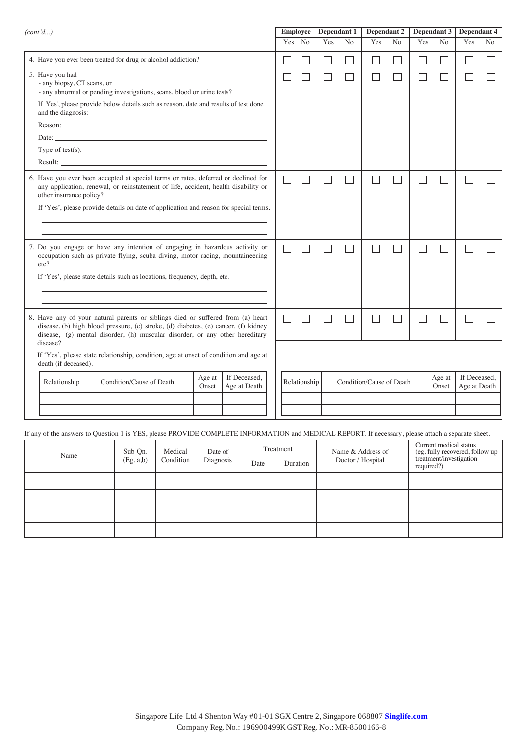*(cont'd...)*

| | Employee | | Dependant 1 | | Dependant 2 | | Dependant 3 | | Dependant 4 | |
|---|---|---|---|---|---|---|---|---|---|---|
| | Yes | No | Yes | No | Yes | No | Yes | No | Yes | No |
| 4. Have you ever been treated for drug or alcohol addiction? | ☐ | ☐ | ☐ | ☐ | ☐ | ☐ | ☐ | ☐ | ☐ | ☐ |
| 5. Have you had<br>- any biopsy, CT scans, or<br>- any abnormal or pending investigations, scans, blood or urine tests?<br>If 'Yes', please provide below details such as reason, date and results of test done and the diagnosis:<br>Reason: \_\_\_\_\_\_\_\_<br>Date: \_\_\_\_\_\_\_\_<br>Type of test(s): \_\_\_\_\_\_\_\_<br>Result: \_\_\_\_\_\_\_\_ | ☐ | ☐ | ☐ | ☐ | ☐ | ☐ | ☐ | ☐ | ☐ | ☐ |
| 6. Have you ever been accepted at special terms or rates, deferred or declined for any application, renewal, or reinstatement of life, accident, health disability or other insurance policy?<br>If 'Yes', please provide details on date of application and reason for special terms. | ☐ | ☐ | ☐ | ☐ | ☐ | ☐ | ☐ | ☐ | ☐ | ☐ |
| 7. Do you engage or have any intention of engaging in hazardous activity or occupation such as private flying, scuba diving, motor racing, mountaineering etc?<br>If 'Yes', please state details such as locations, frequency, depth, etc. | ☐ | ☐ | ☐ | ☐ | ☐ | ☐ | ☐ | ☐ | ☐ | ☐ |
| 8. Have any of your natural parents or siblings died or suffered from (a) heart disease, (b) high blood pressure, (c) stroke, (d) diabetes, (e) cancer, (f) kidney disease, (g) mental disorder, (h) muscular disorder, or any other hereditary disease?<br>If 'Yes', please state relationship, condition, age at onset of condition and age at death (if deceased). | ☐ | ☐ | ☐ | ☐ | ☐ | ☐ | ☐ | ☐ | ☐ | ☐ |

| Relationship | Condition/Cause of Death | Age at Onset | If Deceased, Age at Death |
|---|---|---|---|
| | | | |
| | | | |

| Relationship | Condition/Cause of Death | Age at Onset | If Deceased, Age at Death |
|---|---|---|---|
| | | | |
| | | | |

If any of the answers to Question 1 is YES, please PROVIDE COMPLETE INFORMATION and MEDICAL REPORT. If necessary, please attach a separate sheet.

| Name | Sub-Qn. (Eg. a,b) | Medical Condition | Date of Diagnosis | Treatment | | Name & Address of Doctor / Hospital | Current medical status (eg. fully recovered, follow up treatment/investigation required?) |
|---|---|---|---|---|---|---|---|
| | | | | Date | Duration | | |
| | | | | | | | |
| | | | | | | | |
| | | | | | | | |
| | | | | | | | |

Singapore Life Ltd 4 Shenton Way #01-01 SGX Centre 2, Singapore 068807 **Singlife.com**
Company Reg. No.: 196900499K GST Reg. No.: MR-8500166-8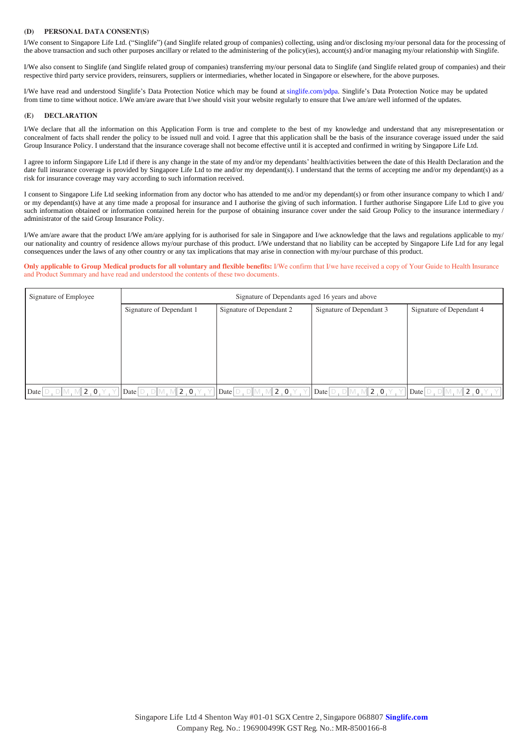### (D) PERSONAL DATA CONSENT(S)

I/We consent to Singapore Life Ltd. ("Singlife") (and Singlife related group of companies) collecting, using and/or disclosing my/our personal data for the processing of the above transaction and such other purposes ancillary or related to the administering of the policy(ies), account(s) and/or managing my/our relationship with Singlife.

I/We also consent to Singlife (and Singlife related group of companies) transferring my/our personal data to Singlife (and Singlife related group of companies) and their respective third party service providers, reinsurers, suppliers or intermediaries, whether located in Singapore or elsewhere, for the above purposes.

I/We have read and understood Singlife's Data Protection Notice which may be found at singlife.com/pdpa. Singlife's Data Protection Notice may be updated from time to time without notice. I/We am/are aware that I/we should visit your website regularly to ensure that I/we am/are well informed of the updates.

### (E) DECLARATION

I/We declare that all the information on this Application Form is true and complete to the best of my knowledge and understand that any misrepresentation or concealment of facts shall render the policy to be issued null and void. I agree that this application shall be the basis of the insurance coverage issued under the said Group Insurance Policy. I understand that the insurance coverage shall not become effective until it is accepted and confirmed in writing by Singapore Life Ltd.

I agree to inform Singapore Life Ltd if there is any change in the state of my and/or my dependants' health/activities between the date of this Health Declaration and the date full insurance coverage is provided by Singapore Life Ltd to me and/or my dependant(s). I understand that the terms of accepting me and/or my dependant(s) as a risk for insurance coverage may vary according to such information received.

I consent to Singapore Life Ltd seeking information from any doctor who has attended to me and/or my dependant(s) or from other insurance company to which I and/ or my dependant(s) have at any time made a proposal for insurance and I authorise the giving of such information. I further authorise Singapore Life Ltd to give you such information obtained or information contained herein for the purpose of obtaining insurance cover under the said Group Policy to the insurance intermediary / administrator of the said Group Insurance Policy.

I/We am/are aware that the product I/We am/are applying for is authorised for sale in Singapore and I/we acknowledge that the laws and regulations applicable to my/ our nationality and country of residence allows my/our purchase of this product. I/We understand that no liability can be accepted by Singapore Life Ltd for any legal consequences under the laws of any other country or any tax implications that may arise in connection with my/our purchase of this product.

**Only applicable to Group Medical products for all voluntary and flexible benefits:** I/We confirm that I/we have received a copy of Your Guide to Health Insurance and Product Summary and have read and understood the contents of these two documents.

| Signature of Employee | Signature of Dependants aged 16 years and above | | | |
|---|---|---|---|---|
| | Signature of Dependant 1 | Signature of Dependant 2 | Signature of Dependant 3 | Signature of Dependant 4 |
| Date D D M M 2 0 Y Y | Date D D M M 2 0 Y Y | Date D D M M 2 0 Y Y | Date D D M M 2 0 Y Y | Date D D M M 2 0 Y Y |

Singapore Life Ltd 4 Shenton Way #01-01 SGX Centre 2, Singapore 068807 **Singlife.com**
Company Reg. No.: 196900499K GST Reg. No.: MR-8500166-8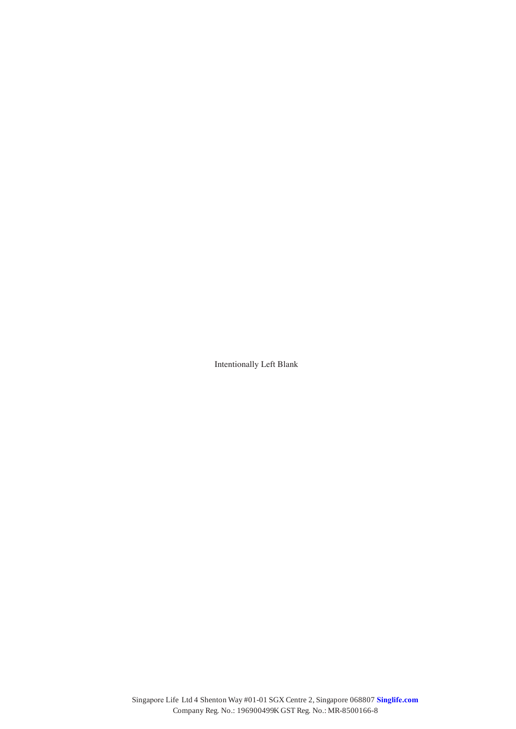Intentionally Left Blank

Singapore Life Ltd 4 Shenton Way #01-01 SGX Centre 2, Singapore 068807 **Singlife.com**
Company Reg. No.: 196900499K GST Reg. No.: MR-8500166-8